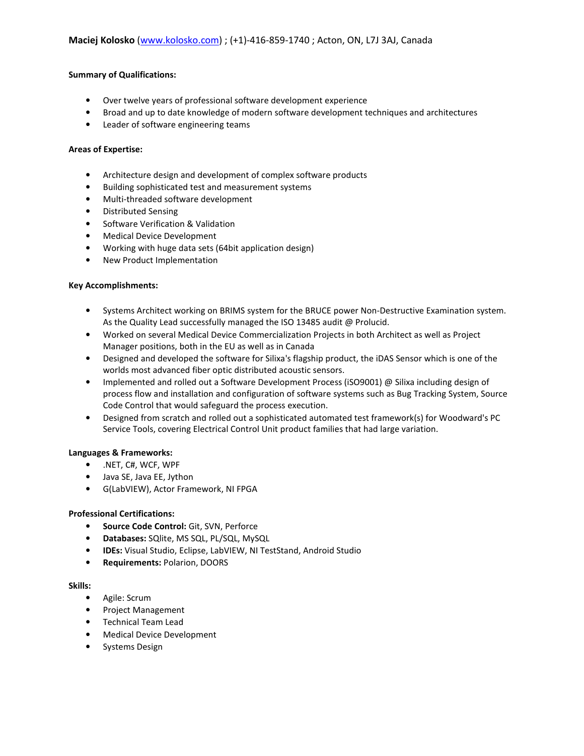**Maciej Kolosko** ([www.kolosko.com](http://www.kolosko.com)) ; (+1)-416-859-1740 ; Acton, ON, L7J 3AJ, Canada

**Summary of Qualifications:**

- Over twelve years of professional software development experience
- Broad and up to date knowledge of modern software development techniques and architectures
- Leader of software engineering teams

**Areas of Expertise:**

- Architecture design and development of complex software products
- Building sophisticated test and measurement systems
- Multi-threaded software development
- Distributed Sensing
- Software Verification & Validation
- Medical Device Development
- Working with huge data sets (64bit application design)
- New Product Implementation

**Key Accomplishments:**

- Systems Architect working on BRIMS system for the BRUCE power Non-Destructive Examination system. As the Quality Lead successfully managed the ISO 13485 audit @ Prolucid.
- Worked on several Medical Device Commercialization Projects in both Architect as well as Project Manager positions, both in the EU as well as in Canada
- Designed and developed the software for Silixa's flagship product, the iDAS Sensor which is one of the worlds most advanced fiber optic distributed acoustic sensors.
- Implemented and rolled out a Software Development Process (iSO9001) @ Silixa including design of process flow and installation and configuration of software systems such as Bug Tracking System, Source Code Control that would safeguard the process execution.
- Designed from scratch and rolled out a sophisticated automated test framework(s) for Woodward's PC Service Tools, covering Electrical Control Unit product families that had large variation.

**Languages & Frameworks:**

- .NET, C#, WCF, WPF
- Java SE, Java EE, Jython
- G(LabVIEW), Actor Framework, NI FPGA

**Professional Certifications:**

- **Source Code Control:** Git, SVN, Perforce
- **Databases:** SQlite, MS SQL, PL/SQL, MySQL
- **IDEs:** Visual Studio, Eclipse, LabVIEW, NI TestStand, Android Studio
- **Requirements:** Polarion, DOORS

**Skills:**

- Agile: Scrum
- Project Management
- Technical Team Lead
- Medical Device Development
- Systems Design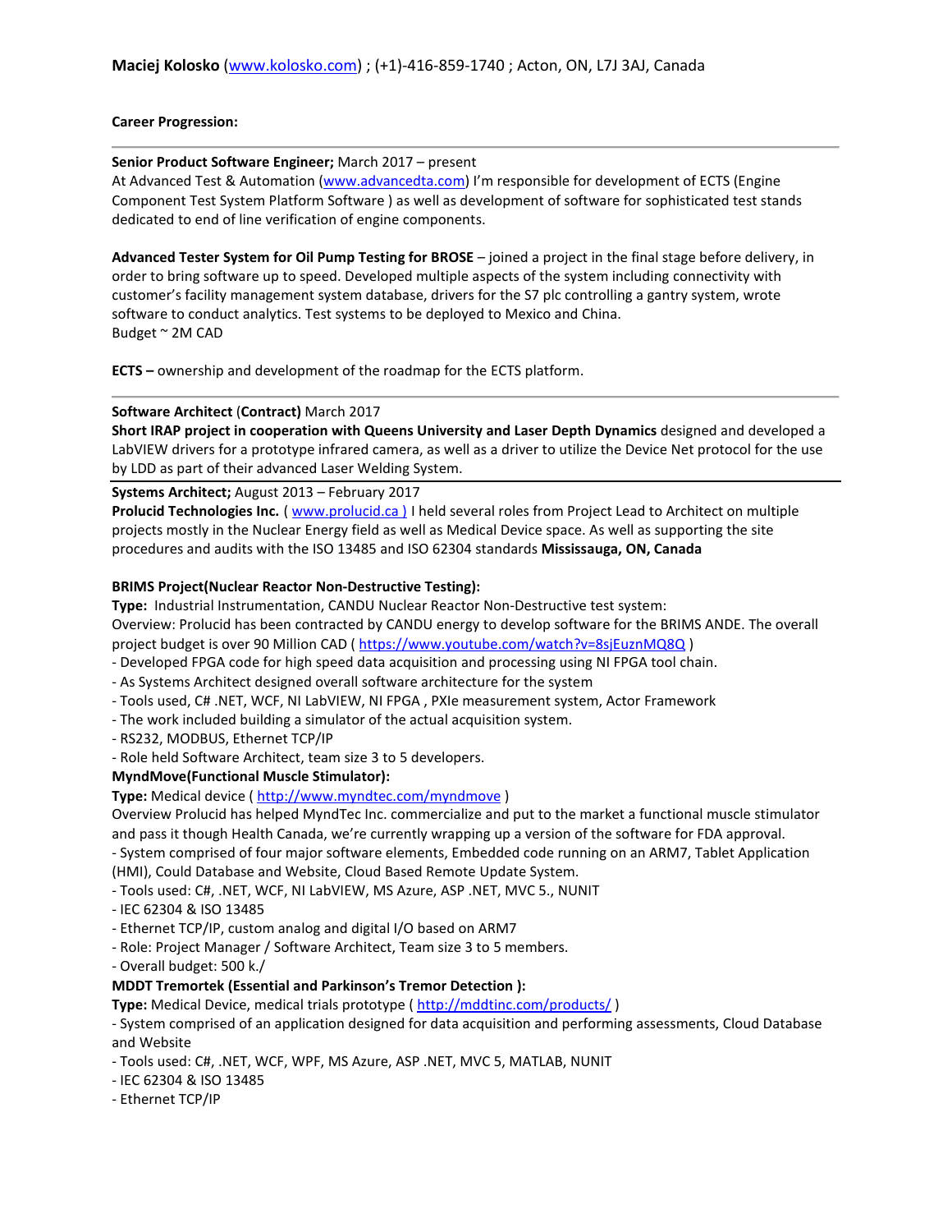**Maciej Kolosko** ([www.kolosko.com](http://www.kolosko.com)) ; (+1)-416-859-1740 ; Acton, ON, L7J 3AJ, Canada

**Career Progression:**

---

**Senior Product Software Engineer;** March 2017 – present
At Advanced Test & Automation ([www.advancedta.com](http://www.advancedta.com)) I'm responsible for development of ECTS (Engine Component Test System Platform Software ) as well as development of software for sophisticated test stands dedicated to end of line verification of engine components.

**Advanced Tester System for Oil Pump Testing for BROSE** – joined a project in the final stage before delivery, in order to bring software up to speed. Developed multiple aspects of the system including connectivity with customer's facility management system database, drivers for the S7 plc controlling a gantry system, wrote software to conduct analytics. Test systems to be deployed to Mexico and China.
Budget ~ 2M CAD

**ECTS –** ownership and development of the roadmap for the ECTS platform.

---

**Software Architect** (**Contract)** March 2017
**Short IRAP project in cooperation with Queens University and Laser Depth Dynamics** designed and developed a LabVIEW drivers for a prototype infrared camera, as well as a driver to utilize the Device Net protocol for the use by LDD as part of their advanced Laser Welding System.

---

**Systems Architect;** August 2013 – February 2017
**Prolucid Technologies Inc.** ( [www.prolucid.ca )](http://www.prolucid.ca) I held several roles from Project Lead to Architect on multiple projects mostly in the Nuclear Energy field as well as Medical Device space. As well as supporting the site procedures and audits with the ISO 13485 and ISO 62304 standards **Mississauga, ON, Canada**

**BRIMS Project(Nuclear Reactor Non-Destructive Testing):**
**Type:** Industrial Instrumentation, CANDU Nuclear Reactor Non-Destructive test system:
Overview: Prolucid has been contracted by CANDU energy to develop software for the BRIMS ANDE. The overall project budget is over 90 Million CAD ( [https://www.youtube.com/watch?v=8sjEuznMQ8Q](https://www.youtube.com/watch?v=8sjEuznMQ8Q) )
- Developed FPGA code for high speed data acquisition and processing using NI FPGA tool chain.
- As Systems Architect designed overall software architecture for the system
- Tools used, C# .NET, WCF, NI LabVIEW, NI FPGA , PXIe measurement system, Actor Framework
- The work included building a simulator of the actual acquisition system.
- RS232, MODBUS, Ethernet TCP/IP
- Role held Software Architect, team size 3 to 5 developers.

**MyndMove(Functional Muscle Stimulator):**
**Type:** Medical device ( [http://www.myndtec.com/myndmove](http://www.myndtec.com/myndmove) )
Overview Prolucid has helped MyndTec Inc. commercialize and put to the market a functional muscle stimulator and pass it though Health Canada, we're currently wrapping up a version of the software for FDA approval.
- System comprised of four major software elements, Embedded code running on an ARM7, Tablet Application (HMI), Could Database and Website, Cloud Based Remote Update System.
- Tools used: C#, .NET, WCF, NI LabVIEW, MS Azure, ASP .NET, MVC 5., NUNIT
- IEC 62304 & ISO 13485
- Ethernet TCP/IP, custom analog and digital I/O based on ARM7
- Role: Project Manager / Software Architect, Team size 3 to 5 members.
- Overall budget: 500 k./

**MDDT Tremortek (Essential and Parkinson's Tremor Detection ):**
**Type:** Medical Device, medical trials prototype ( [http://mddtinc.com/products/](http://mddtinc.com/products/) )
- System comprised of an application designed for data acquisition and performing assessments, Cloud Database and Website
- Tools used: C#, .NET, WCF, WPF, MS Azure, ASP .NET, MVC 5, MATLAB, NUNIT
- IEC 62304 & ISO 13485
- Ethernet TCP/IP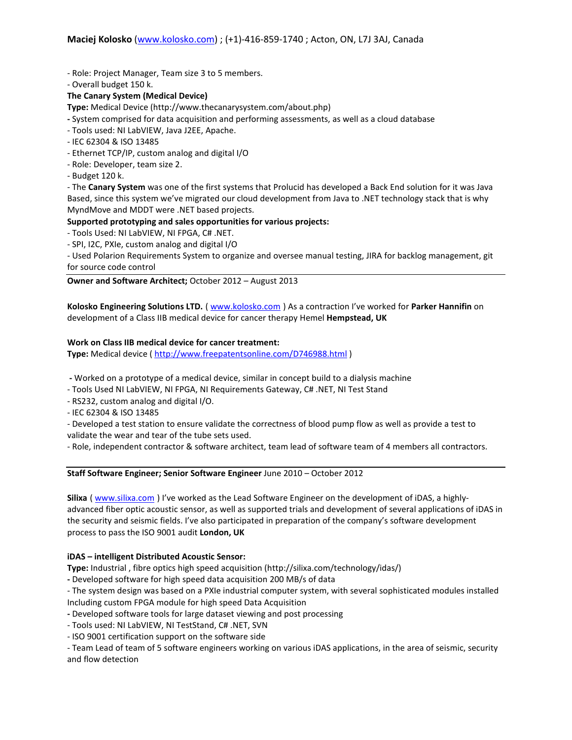- Role: Project Manager, Team size 3 to 5 members.
- Overall budget 150 k.

**The Canary System (Medical Device)**

**Type:** Medical Device (http://www.thecanarysystem.com/about.php)

- System comprised for data acquisition and performing assessments, as well as a cloud database
- Tools used: NI LabVIEW, Java J2EE, Apache.
- IEC 62304 & ISO 13485
- Ethernet TCP/IP, custom analog and digital I/O
- Role: Developer, team size 2.
- Budget 120 k.
- The **Canary System** was one of the first systems that Prolucid has developed a Back End solution for it was Java Based, since this system we've migrated our cloud development from Java to .NET technology stack that is why MyndMove and MDDT were .NET based projects.

**Supported prototyping and sales opportunities for various projects:**

- Tools Used: NI LabVIEW, NI FPGA, C# .NET.
- SPI, I2C, PXIe, custom analog and digital I/O
- Used Polarion Requirements System to organize and oversee manual testing, JIRA for backlog management, git for source code control

---

**Owner and Software Architect;** October 2012 – August 2013

**Kolosko Engineering Solutions LTD.** ( www.kolosko.com ) As a contraction I've worked for **Parker Hannifin** on development of a Class IIB medical device for cancer therapy Hemel **Hempstead, UK**

**Work on Class IIB medical device for cancer treatment:**

**Type:** Medical device ( http://www.freepatentsonline.com/D746988.html )

- Worked on a prototype of a medical device, similar in concept build to a dialysis machine
- Tools Used NI LabVIEW, NI FPGA, NI Requirements Gateway, C# .NET, NI Test Stand
- RS232, custom analog and digital I/O.
- IEC 62304 & ISO 13485
- Developed a test station to ensure validate the correctness of blood pump flow as well as provide a test to validate the wear and tear of the tube sets used.
- Role, independent contractor & software architect, team lead of software team of 4 members all contractors.

---

**Staff Software Engineer; Senior Software Engineer** June 2010 – October 2012

**Silixa** ( www.silixa.com ) I've worked as the Lead Software Engineer on the development of iDAS, a highly-advanced fiber optic acoustic sensor, as well as supported trials and development of several applications of iDAS in the security and seismic fields. I've also participated in preparation of the company's software development process to pass the ISO 9001 audit **London, UK**

**iDAS – intelligent Distributed Acoustic Sensor:**

**Type:** Industrial , fibre optics high speed acquisition (http://silixa.com/technology/idas/)

- Developed software for high speed data acquisition 200 MB/s of data
- The system design was based on a PXIe industrial computer system, with several sophisticated modules installed Including custom FPGA module for high speed Data Acquisition
- Developed software tools for large dataset viewing and post processing
- Tools used: NI LabVIEW, NI TestStand, C# .NET, SVN
- ISO 9001 certification support on the software side
- Team Lead of team of 5 software engineers working on various iDAS applications, in the area of seismic, security and flow detection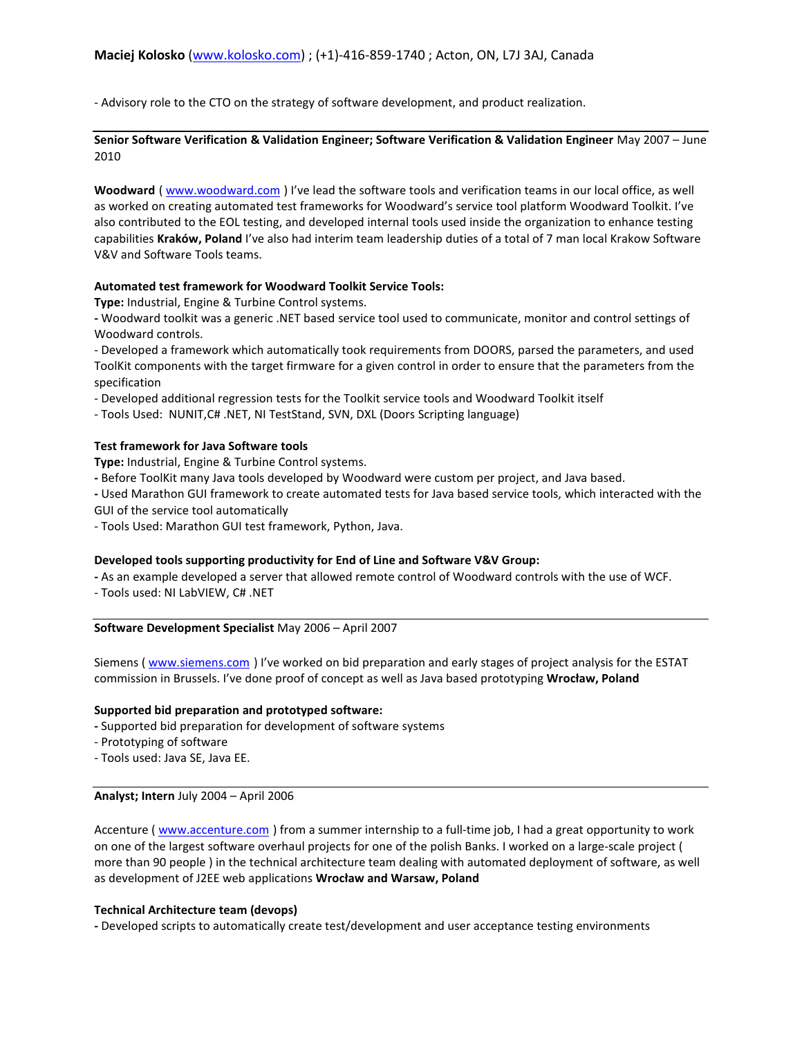- Advisory role to the CTO on the strategy of software development, and product realization.

---

**Senior Software Verification & Validation Engineer; Software Verification & Validation Engineer** May 2007 – June 2010

**Woodward** ( www.woodward.com ) I've lead the software tools and verification teams in our local office, as well as worked on creating automated test frameworks for Woodward's service tool platform Woodward Toolkit. I've also contributed to the EOL testing, and developed internal tools used inside the organization to enhance testing capabilities **Kraków, Poland** I've also had interim team leadership duties of a total of 7 man local Krakow Software V&V and Software Tools teams.

**Automated test framework for Woodward Toolkit Service Tools:**
**Type:** Industrial, Engine & Turbine Control systems.
- Woodward toolkit was a generic .NET based service tool used to communicate, monitor and control settings of Woodward controls.
- Developed a framework which automatically took requirements from DOORS, parsed the parameters, and used ToolKit components with the target firmware for a given control in order to ensure that the parameters from the specification
- Developed additional regression tests for the Toolkit service tools and Woodward Toolkit itself
- Tools Used: NUNIT,C# .NET, NI TestStand, SVN, DXL (Doors Scripting language)

**Test framework for Java Software tools**
**Type:** Industrial, Engine & Turbine Control systems.
- Before ToolKit many Java tools developed by Woodward were custom per project, and Java based.
- Used Marathon GUI framework to create automated tests for Java based service tools, which interacted with the GUI of the service tool automatically
- Tools Used: Marathon GUI test framework, Python, Java.

**Developed tools supporting productivity for End of Line and Software V&V Group:**
- As an example developed a server that allowed remote control of Woodward controls with the use of WCF.
- Tools used: NI LabVIEW, C# .NET

---

**Software Development Specialist** May 2006 – April 2007

Siemens ( www.siemens.com ) I've worked on bid preparation and early stages of project analysis for the ESTAT commission in Brussels. I've done proof of concept as well as Java based prototyping **Wrocław, Poland**

**Supported bid preparation and prototyped software:**
- Supported bid preparation for development of software systems
- Prototyping of software
- Tools used: Java SE, Java EE.

---

**Analyst; Intern** July 2004 – April 2006

Accenture ( www.accenture.com ) from a summer internship to a full-time job, I had a great opportunity to work on one of the largest software overhaul projects for one of the polish Banks. I worked on a large-scale project ( more than 90 people ) in the technical architecture team dealing with automated deployment of software, as well as development of J2EE web applications **Wrocław and Warsaw, Poland**

**Technical Architecture team (devops)**
- Developed scripts to automatically create test/development and user acceptance testing environments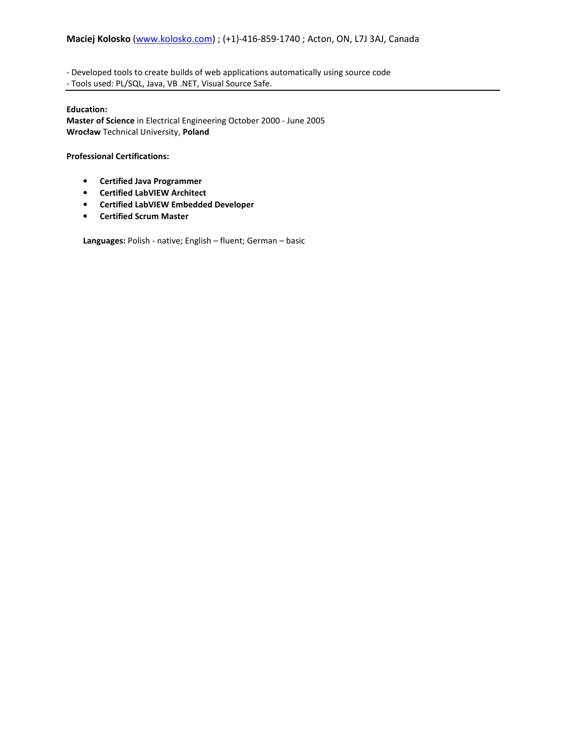- Developed tools to create builds of web applications automatically using source code
- Tools used: PL/SQL, Java, VB .NET, Visual Source Safe.

---

**Education:**
**Master of Science** in Electrical Engineering October 2000 - June 2005
**Wrocław** Technical University, **Poland**

**Professional Certifications:**

- **Certified Java Programmer**
- **Certified LabVIEW Architect**
- **Certified LabVIEW Embedded Developer**
- **Certified Scrum Master**

**Languages:** Polish - native; English – fluent; German – basic